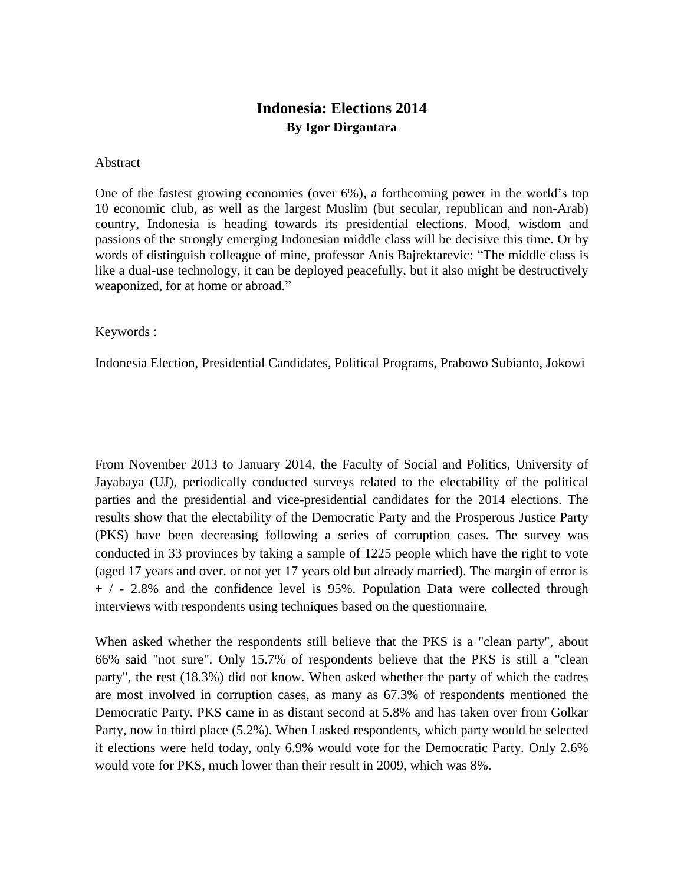# Indonesia: Elections 2014

**By Igor Dirgantara**

Abstract

One of the fastest growing economies (over 6%), a forthcoming power in the world's top 10 economic club, as well as the largest Muslim (but secular, republican and non-Arab) country, Indonesia is heading towards its presidential elections. Mood, wisdom and passions of the strongly emerging Indonesian middle class will be decisive this time. Or by words of distinguish colleague of mine, professor Anis Bajrektarevic: "The middle class is like a dual-use technology, it can be deployed peacefully, but it also might be destructively weaponized, for at home or abroad."

Keywords :

Indonesia Election, Presidential Candidates, Political Programs, Prabowo Subianto, Jokowi

From November 2013 to January 2014, the Faculty of Social and Politics, University of Jayabaya (UJ), periodically conducted surveys related to the electability of the political parties and the presidential and vice-presidential candidates for the 2014 elections. The results show that the electability of the Democratic Party and the Prosperous Justice Party (PKS) have been decreasing following a series of corruption cases. The survey was conducted in 33 provinces by taking a sample of 1225 people which have the right to vote (aged 17 years and over. or not yet 17 years old but already married). The margin of error is + / - 2.8% and the confidence level is 95%. Population Data were collected through interviews with respondents using techniques based on the questionnaire.

When asked whether the respondents still believe that the PKS is a "clean party", about 66% said "not sure". Only 15.7% of respondents believe that the PKS is still a "clean party", the rest (18.3%) did not know. When asked whether the party of which the cadres are most involved in corruption cases, as many as 67.3% of respondents mentioned the Democratic Party. PKS came in as distant second at 5.8% and has taken over from Golkar Party, now in third place (5.2%). When I asked respondents, which party would be selected if elections were held today, only 6.9% would vote for the Democratic Party. Only 2.6% would vote for PKS, much lower than their result in 2009, which was 8%.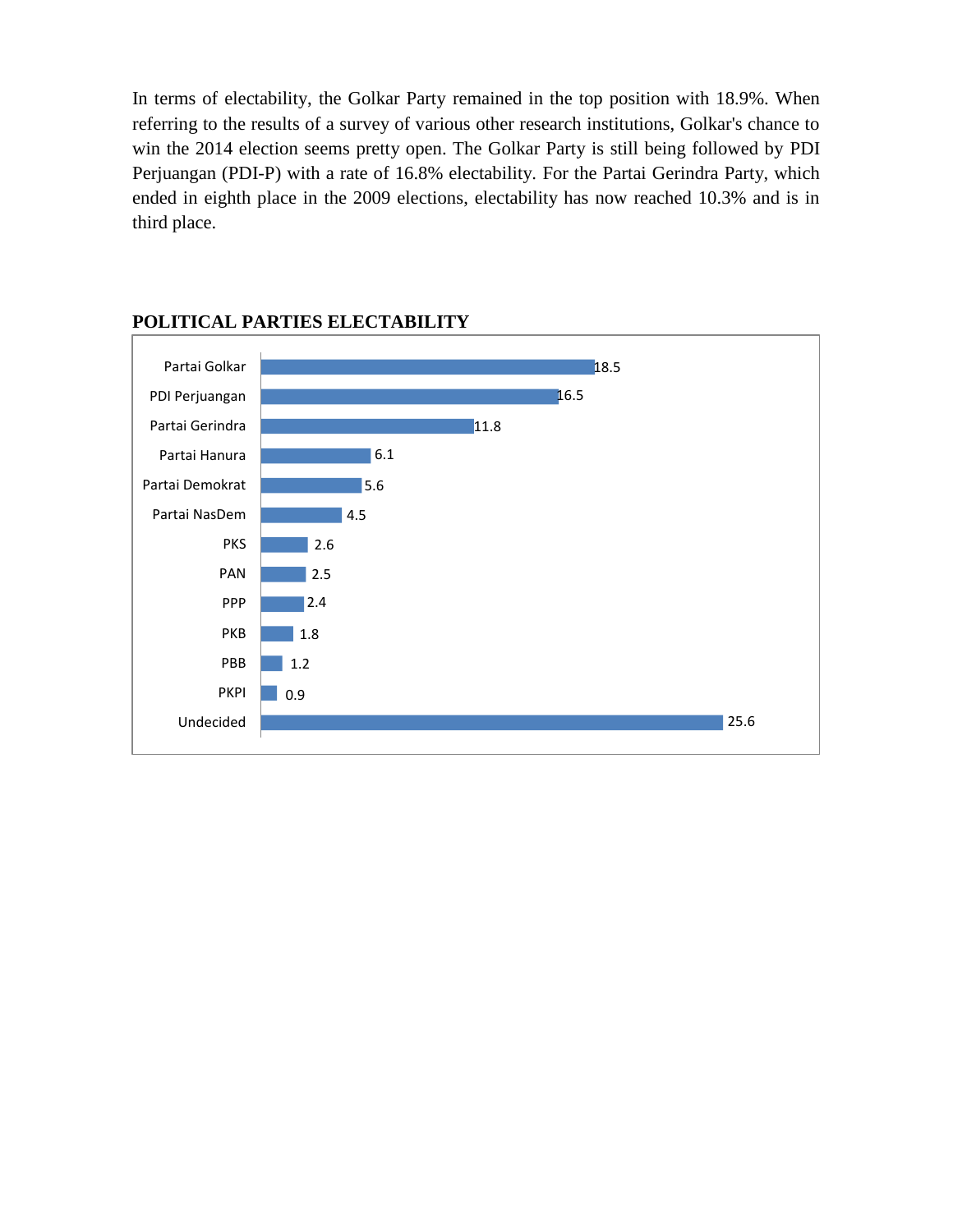In terms of electability, the Golkar Party remained in the top position with 18.9%. When referring to the results of a survey of various other research institutions, Golkar's chance to win the 2014 election seems pretty open. The Golkar Party is still being followed by PDI Perjuangan (PDI-P) with a rate of 16.8% electability. For the Partai Gerindra Party, which ended in eighth place in the 2009 elections, electability has now reached 10.3% and is in third place.

**POLITICAL PARTIES ELECTABILITY**

| Party | Electability |
|---|---|
| Partai Golkar | 18.5 |
| PDI Perjuangan | 16.5 |
| Partai Gerindra | 11.8 |
| Partai Hanura | 6.1 |
| Partai Demokrat | 5.6 |
| Partai NasDem | 4.5 |
| PKS | 2.6 |
| PAN | 2.5 |
| PPP | 2.4 |
| PKB | 1.8 |
| PBB | 1.2 |
| PKPI | 0.9 |
| Undecided | 25.6 |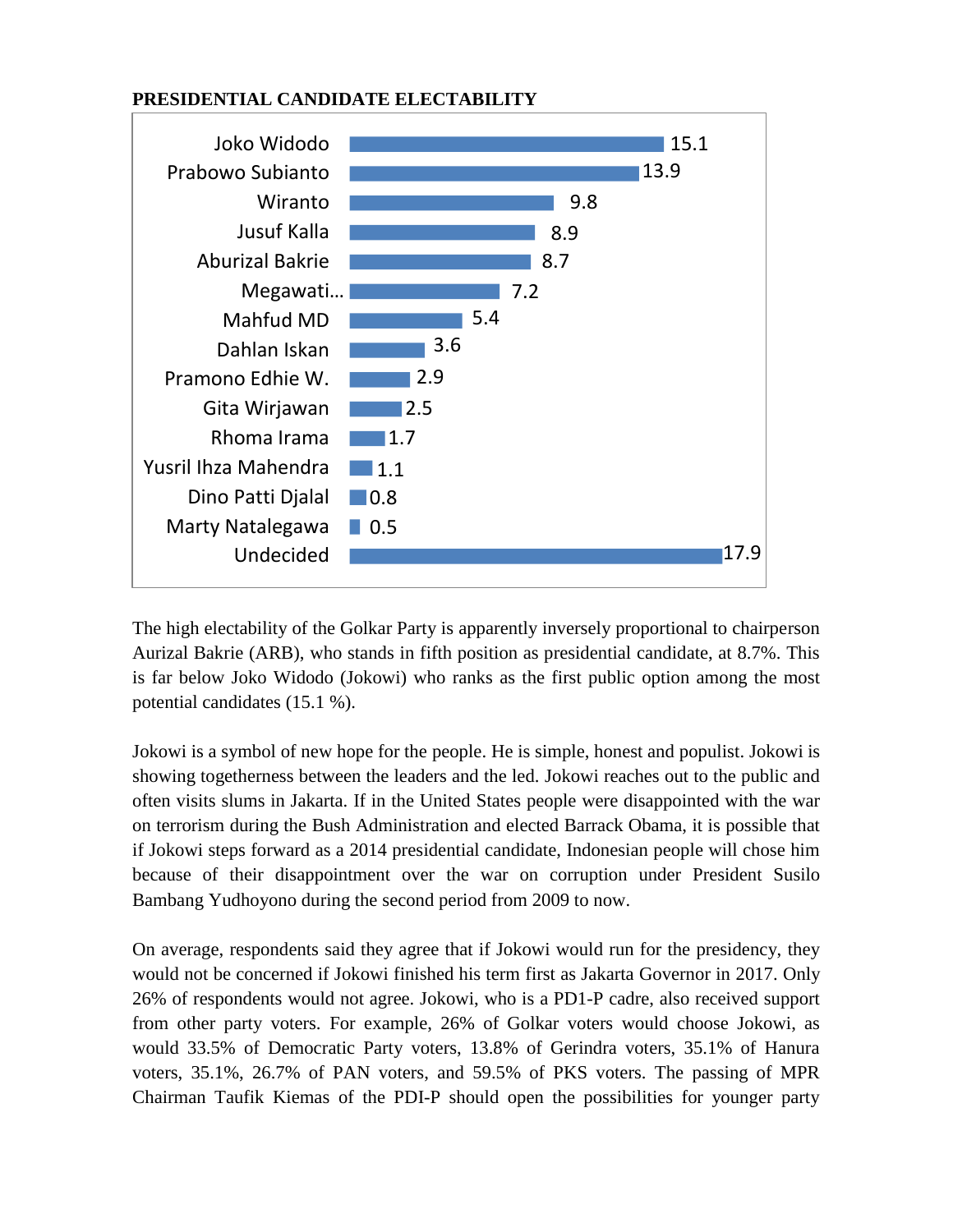**PRESIDENTIAL CANDIDATE ELECTABILITY**

| Candidate | % |
|---|---|
| Joko Widodo | 15.1 |
| Prabowo Subianto | 13.9 |
| Wiranto | 9.8 |
| Jusuf Kalla | 8.9 |
| Aburizal Bakrie | 8.7 |
| Megawati… | 7.2 |
| Mahfud MD | 5.4 |
| Dahlan Iskan | 3.6 |
| Pramono Edhie W. | 2.9 |
| Gita Wirjawan | 2.5 |
| Rhoma Irama | 1.7 |
| Yusril Ihza Mahendra | 1.1 |
| Dino Patti Djalal | 0.8 |
| Marty Natalegawa | 0.5 |
| Undecided | 17.9 |

The high electability of the Golkar Party is apparently inversely proportional to chairperson Aurizal Bakrie (ARB), who stands in fifth position as presidential candidate, at 8.7%. This is far below Joko Widodo (Jokowi) who ranks as the first public option among the most potential candidates (15.1 %).

Jokowi is a symbol of new hope for the people. He is simple, honest and populist. Jokowi is showing togetherness between the leaders and the led. Jokowi reaches out to the public and often visits slums in Jakarta. If in the United States people were disappointed with the war on terrorism during the Bush Administration and elected Barrack Obama, it is possible that if Jokowi steps forward as a 2014 presidential candidate, Indonesian people will chose him because of their disappointment over the war on corruption under President Susilo Bambang Yudhoyono during the second period from 2009 to now.

On average, respondents said they agree that if Jokowi would run for the presidency, they would not be concerned if Jokowi finished his term first as Jakarta Governor in 2017. Only 26% of respondents would not agree. Jokowi, who is a PD1-P cadre, also received support from other party voters. For example, 26% of Golkar voters would choose Jokowi, as would 33.5% of Democratic Party voters, 13.8% of Gerindra voters, 35.1% of Hanura voters, 35.1%, 26.7% of PAN voters, and 59.5% of PKS voters. The passing of MPR Chairman Taufik Kiemas of the PDI-P should open the possibilities for younger party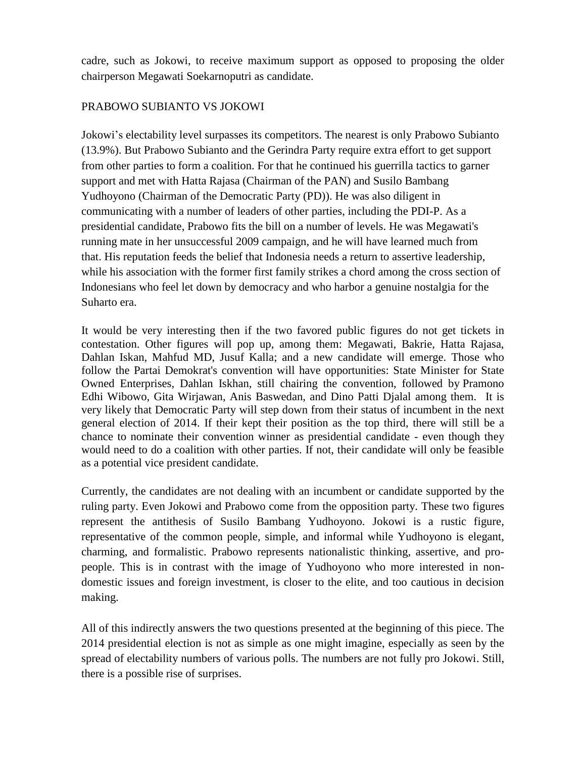cadre, such as Jokowi, to receive maximum support as opposed to proposing the older chairperson Megawati Soekarnoputri as candidate.

## PRABOWO SUBIANTO VS JOKOWI

Jokowi's electability level surpasses its competitors. The nearest is only Prabowo Subianto (13.9%). But Prabowo Subianto and the Gerindra Party require extra effort to get support from other parties to form a coalition. For that he continued his guerrilla tactics to garner support and met with Hatta Rajasa (Chairman of the PAN) and Susilo Bambang Yudhoyono (Chairman of the Democratic Party (PD)). He was also diligent in communicating with a number of leaders of other parties, including the PDI-P. As a presidential candidate, Prabowo fits the bill on a number of levels. He was Megawati's running mate in her unsuccessful 2009 campaign, and he will have learned much from that. His reputation feeds the belief that Indonesia needs a return to assertive leadership, while his association with the former first family strikes a chord among the cross section of Indonesians who feel let down by democracy and who harbor a genuine nostalgia for the Suharto era.

It would be very interesting then if the two favored public figures do not get tickets in contestation. Other figures will pop up, among them: Megawati, Bakrie, Hatta Rajasa, Dahlan Iskan, Mahfud MD, Jusuf Kalla; and a new candidate will emerge. Those who follow the Partai Demokrat's convention will have opportunities: State Minister for State Owned Enterprises, Dahlan Iskhan, still chairing the convention, followed by Pramono Edhi Wibowo, Gita Wirjawan, Anis Baswedan, and Dino Patti Djalal among them. It is very likely that Democratic Party will step down from their status of incumbent in the next general election of 2014. If their kept their position as the top third, there will still be a chance to nominate their convention winner as presidential candidate - even though they would need to do a coalition with other parties. If not, their candidate will only be feasible as a potential vice president candidate.

Currently, the candidates are not dealing with an incumbent or candidate supported by the ruling party. Even Jokowi and Prabowo come from the opposition party. These two figures represent the antithesis of Susilo Bambang Yudhoyono. Jokowi is a rustic figure, representative of the common people, simple, and informal while Yudhoyono is elegant, charming, and formalistic. Prabowo represents nationalistic thinking, assertive, and pro-people. This is in contrast with the image of Yudhoyono who more interested in non-domestic issues and foreign investment, is closer to the elite, and too cautious in decision making.

All of this indirectly answers the two questions presented at the beginning of this piece. The 2014 presidential election is not as simple as one might imagine, especially as seen by the spread of electability numbers of various polls. The numbers are not fully pro Jokowi. Still, there is a possible rise of surprises.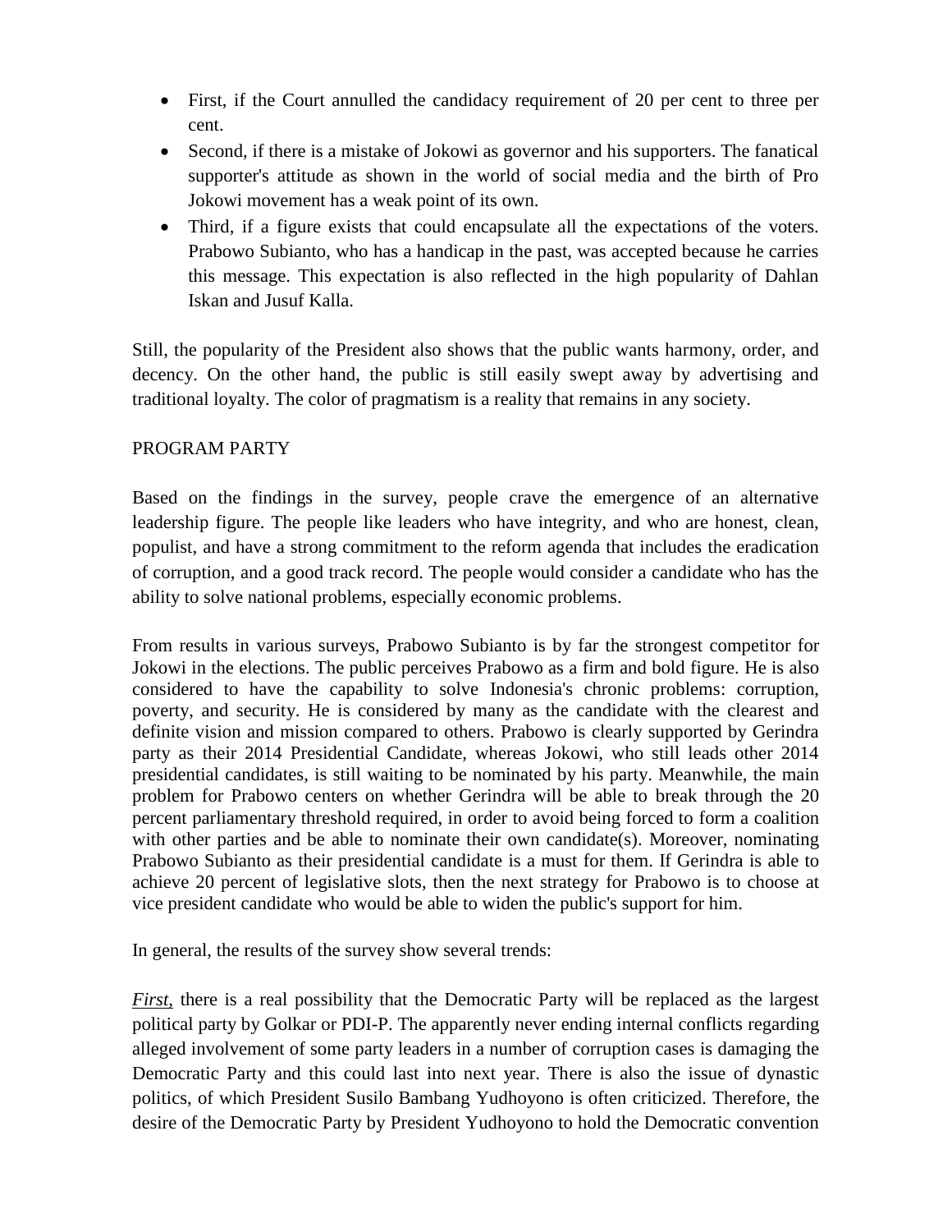- First, if the Court annulled the candidacy requirement of 20 per cent to three per cent.
- Second, if there is a mistake of Jokowi as governor and his supporters. The fanatical supporter's attitude as shown in the world of social media and the birth of Pro Jokowi movement has a weak point of its own.
- Third, if a figure exists that could encapsulate all the expectations of the voters. Prabowo Subianto, who has a handicap in the past, was accepted because he carries this message. This expectation is also reflected in the high popularity of Dahlan Iskan and Jusuf Kalla.

Still, the popularity of the President also shows that the public wants harmony, order, and decency. On the other hand, the public is still easily swept away by advertising and traditional loyalty. The color of pragmatism is a reality that remains in any society.

PROGRAM PARTY

Based on the findings in the survey, people crave the emergence of an alternative leadership figure. The people like leaders who have integrity, and who are honest, clean, populist, and have a strong commitment to the reform agenda that includes the eradication of corruption, and a good track record. The people would consider a candidate who has the ability to solve national problems, especially economic problems.

From results in various surveys, Prabowo Subianto is by far the strongest competitor for Jokowi in the elections. The public perceives Prabowo as a firm and bold figure. He is also considered to have the capability to solve Indonesia's chronic problems: corruption, poverty, and security. He is considered by many as the candidate with the clearest and definite vision and mission compared to others. Prabowo is clearly supported by Gerindra party as their 2014 Presidential Candidate, whereas Jokowi, who still leads other 2014 presidential candidates, is still waiting to be nominated by his party. Meanwhile, the main problem for Prabowo centers on whether Gerindra will be able to break through the 20 percent parliamentary threshold required, in order to avoid being forced to form a coalition with other parties and be able to nominate their own candidate(s). Moreover, nominating Prabowo Subianto as their presidential candidate is a must for them. If Gerindra is able to achieve 20 percent of legislative slots, then the next strategy for Prabowo is to choose at vice president candidate who would be able to widen the public's support for him.

In general, the results of the survey show several trends:

*First,* there is a real possibility that the Democratic Party will be replaced as the largest political party by Golkar or PDI-P. The apparently never ending internal conflicts regarding alleged involvement of some party leaders in a number of corruption cases is damaging the Democratic Party and this could last into next year. There is also the issue of dynastic politics, of which President Susilo Bambang Yudhoyono is often criticized. Therefore, the desire of the Democratic Party by President Yudhoyono to hold the Democratic convention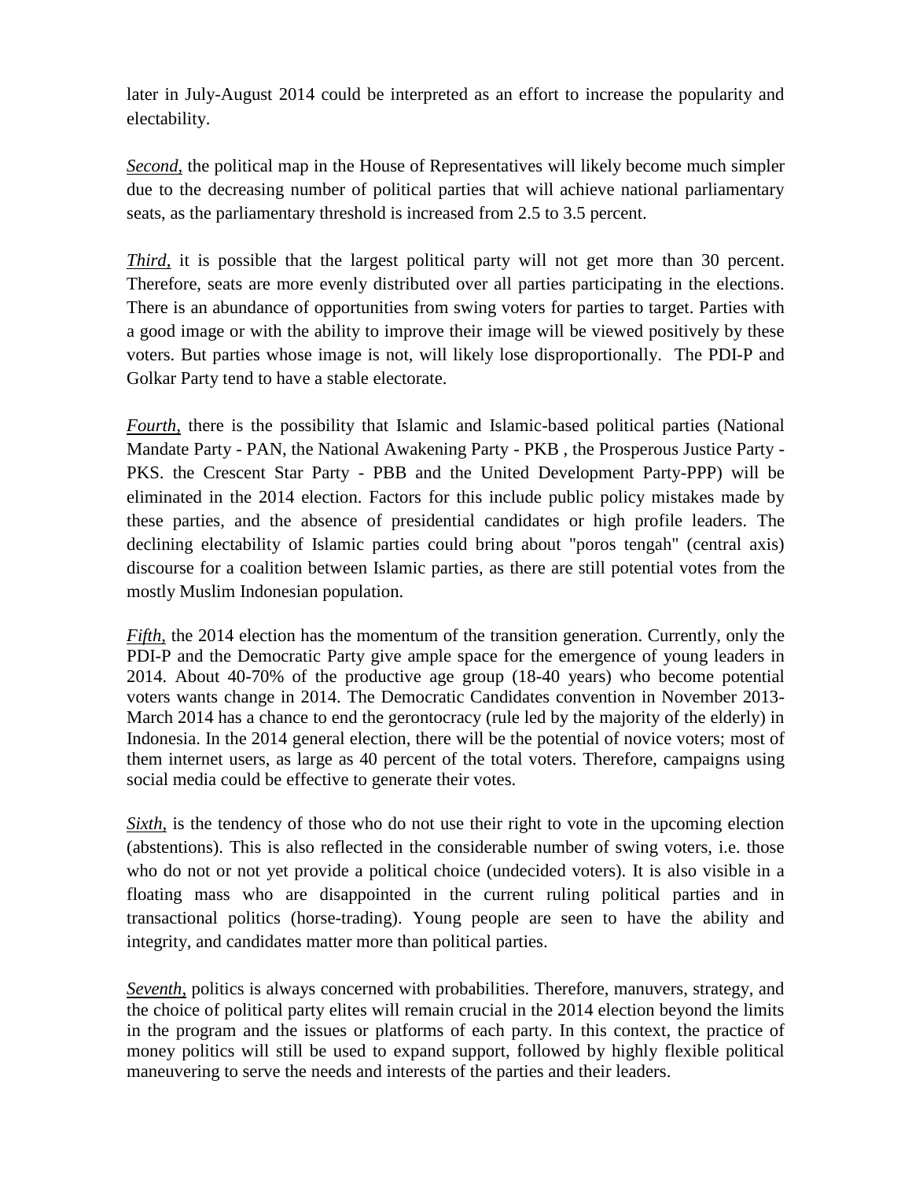later in July-August 2014 could be interpreted as an effort to increase the popularity and electability.

*Second,* the political map in the House of Representatives will likely become much simpler due to the decreasing number of political parties that will achieve national parliamentary seats, as the parliamentary threshold is increased from 2.5 to 3.5 percent.

*Third,* it is possible that the largest political party will not get more than 30 percent. Therefore, seats are more evenly distributed over all parties participating in the elections. There is an abundance of opportunities from swing voters for parties to target. Parties with a good image or with the ability to improve their image will be viewed positively by these voters. But parties whose image is not, will likely lose disproportionally. The PDI-P and Golkar Party tend to have a stable electorate.

*Fourth,* there is the possibility that Islamic and Islamic-based political parties (National Mandate Party - PAN, the National Awakening Party - PKB , the Prosperous Justice Party - PKS. the Crescent Star Party - PBB and the United Development Party-PPP) will be eliminated in the 2014 election. Factors for this include public policy mistakes made by these parties, and the absence of presidential candidates or high profile leaders. The declining electability of Islamic parties could bring about "poros tengah" (central axis) discourse for a coalition between Islamic parties, as there are still potential votes from the mostly Muslim Indonesian population.

*Fifth,* the 2014 election has the momentum of the transition generation. Currently, only the PDI-P and the Democratic Party give ample space for the emergence of young leaders in 2014. About 40-70% of the productive age group (18-40 years) who become potential voters wants change in 2014. The Democratic Candidates convention in November 2013-March 2014 has a chance to end the gerontocracy (rule led by the majority of the elderly) in Indonesia. In the 2014 general election, there will be the potential of novice voters; most of them internet users, as large as 40 percent of the total voters. Therefore, campaigns using social media could be effective to generate their votes.

*Sixth,* is the tendency of those who do not use their right to vote in the upcoming election (abstentions). This is also reflected in the considerable number of swing voters, i.e. those who do not or not yet provide a political choice (undecided voters). It is also visible in a floating mass who are disappointed in the current ruling political parties and in transactional politics (horse-trading). Young people are seen to have the ability and integrity, and candidates matter more than political parties.

*Seventh,* politics is always concerned with probabilities. Therefore, manuvers, strategy, and the choice of political party elites will remain crucial in the 2014 election beyond the limits in the program and the issues or platforms of each party. In this context, the practice of money politics will still be used to expand support, followed by highly flexible political maneuvering to serve the needs and interests of the parties and their leaders.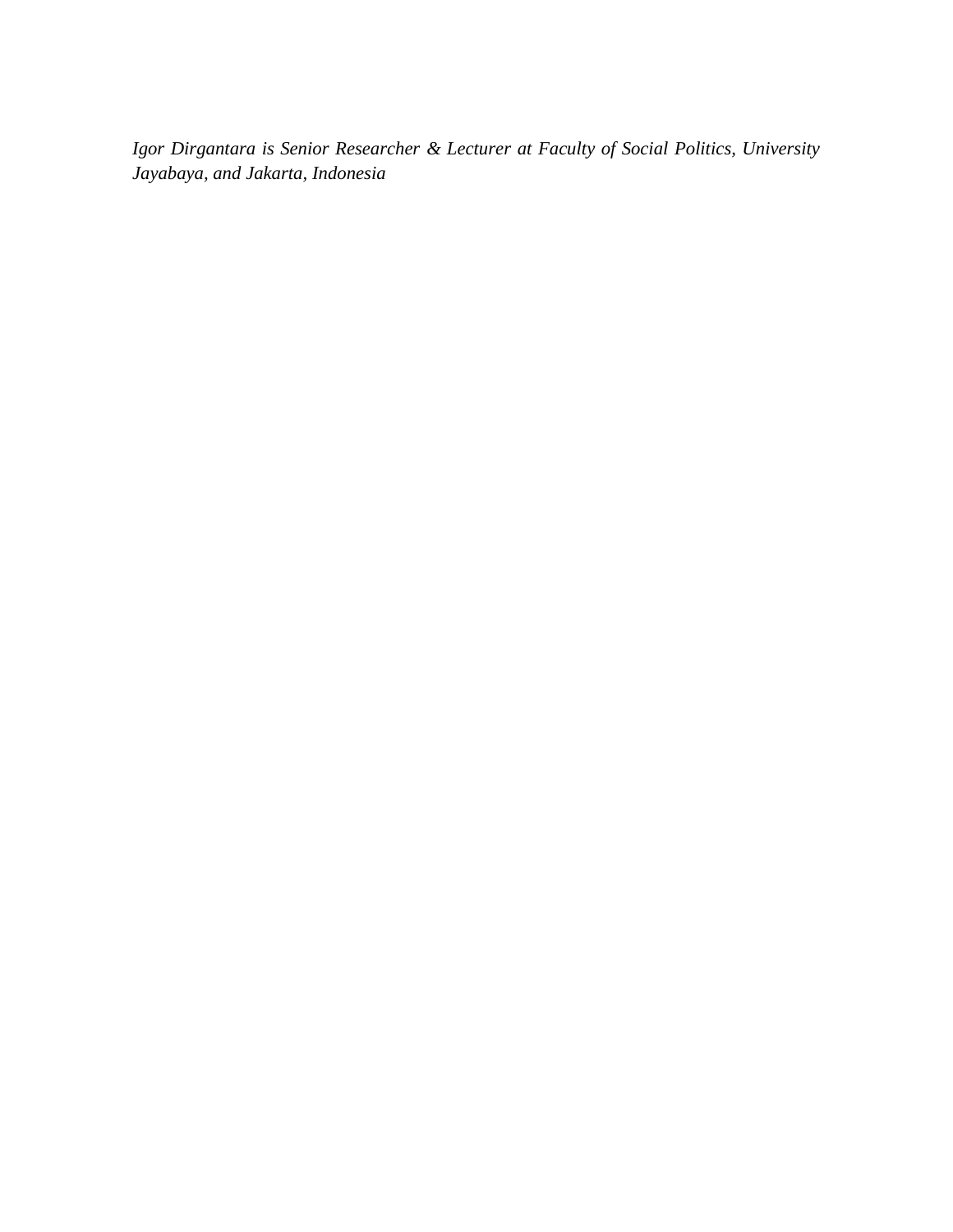*Igor Dirgantara is Senior Researcher & Lecturer at Faculty of Social Politics, University Jayabaya, and Jakarta, Indonesia*